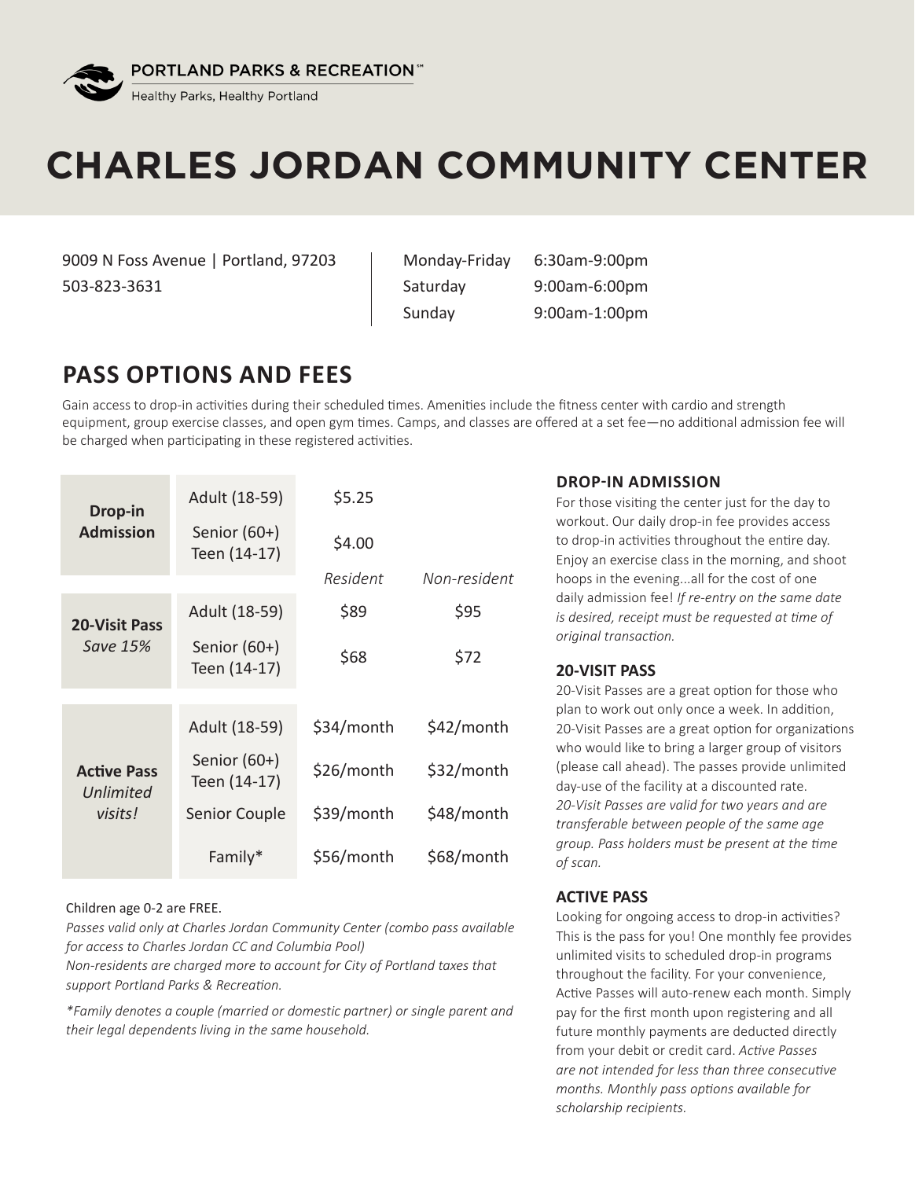PORTLAND PARKS & RECREATION™
Healthy Parks, Healthy Portland

# CHARLES JORDAN COMMUNITY CENTER

9009 N Foss Avenue | Portland, 97203
503-823-3631

| | |
|---|---|
| Monday-Friday | 6:30am-9:00pm |
| Saturday | 9:00am-6:00pm |
| Sunday | 9:00am-1:00pm |

## PASS OPTIONS AND FEES

Gain access to drop-in activities during their scheduled times. Amenities include the fitness center with cardio and strength equipment, group exercise classes, and open gym times. Camps, and classes are offered at a set fee—no additional admission fee will be charged when participating in these registered activities.

| | | | |
|---|---|---|---|
| **Drop-in Admission** | Adult (18-59) | $5.25 | |
| | Senior (60+) Teen (14-17) | $4.00 | |
| | | *Resident* | *Non-resident* |
| **20-Visit Pass** *Save 15%* | Adult (18-59) | $89 | $95 |
| | Senior (60+) Teen (14-17) | $68 | $72 |
| **Active Pass** *Unlimited visits!* | Adult (18-59) | $34/month | $42/month |
| | Senior (60+) Teen (14-17) | $26/month | $32/month |
| | Senior Couple | $39/month | $48/month |
| | Family* | $56/month | $68/month |

Children age 0-2 are FREE.

*Passes valid only at Charles Jordan Community Center (combo pass available for access to Charles Jordan CC and Columbia Pool)*

*Non-residents are charged more to account for City of Portland taxes that support Portland Parks & Recreation.*

*\*Family denotes a couple (married or domestic partner) or single parent and their legal dependents living in the same household.*

### DROP-IN ADMISSION

For those visiting the center just for the day to workout. Our daily drop-in fee provides access to drop-in activities throughout the entire day. Enjoy an exercise class in the morning, and shoot hoops in the evening...all for the cost of one daily admission fee! *If re-entry on the same date is desired, receipt must be requested at time of original transaction.*

### 20-VISIT PASS

20-Visit Passes are a great option for those who plan to work out only once a week. In addition, 20-Visit Passes are a great option for organizations who would like to bring a larger group of visitors (please call ahead). The passes provide unlimited day-use of the facility at a discounted rate. *20-Visit Passes are valid for two years and are transferable between people of the same age group. Pass holders must be present at the time of scan.*

### ACTIVE PASS

Looking for ongoing access to drop-in activities? This is the pass for you! One monthly fee provides unlimited visits to scheduled drop-in programs throughout the facility. For your convenience, Active Passes will auto-renew each month. Simply pay for the first month upon registering and all future monthly payments are deducted directly from your debit or credit card. *Active Passes are not intended for less than three consecutive months. Monthly pass options available for scholarship recipients.*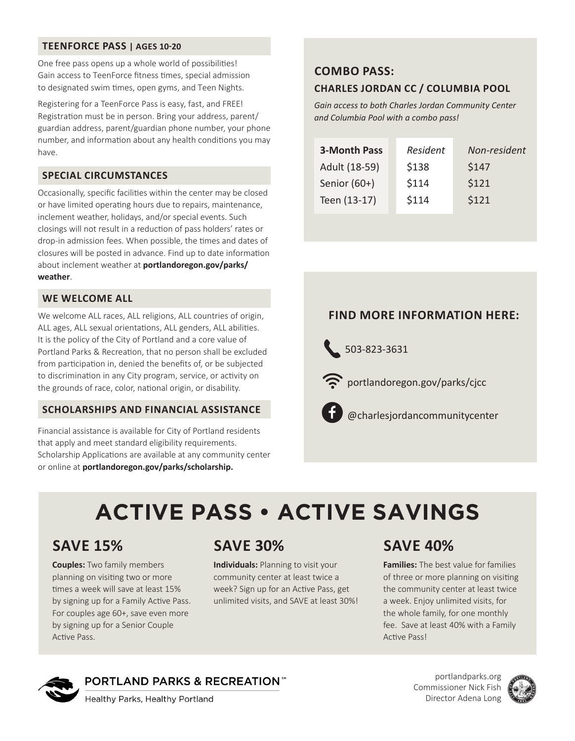## TEENFORCE PASS | AGES 10-20

One free pass opens up a whole world of possibilities! Gain access to TeenForce fitness times, special admission to designated swim times, open gyms, and Teen Nights.

Registering for a TeenForce Pass is easy, fast, and FREE! Registration must be in person. Bring your address, parent/guardian address, parent/guardian phone number, your phone number, and information about any health conditions you may have.

## SPECIAL CIRCUMSTANCES

Occasionally, specific facilities within the center may be closed or have limited operating hours due to repairs, maintenance, inclement weather, holidays, and/or special events. Such closings will not result in a reduction of pass holders' rates or drop-in admission fees. When possible, the times and dates of closures will be posted in advance. Find up to date information about inclement weather at **portlandoregon.gov/parks/weather**.

## WE WELCOME ALL

We welcome ALL races, ALL religions, ALL countries of origin, ALL ages, ALL sexual orientations, ALL genders, ALL abilities. It is the policy of the City of Portland and a core value of Portland Parks & Recreation, that no person shall be excluded from participation in, denied the benefits of, or be subjected to discrimination in any City program, service, or activity on the grounds of race, color, national origin, or disability.

## SCHOLARSHIPS AND FINANCIAL ASSISTANCE

Financial assistance is available for City of Portland residents that apply and meet standard eligibility requirements. Scholarship Applications are available at any community center or online at **portlandoregon.gov/parks/scholarship.**

## COMBO PASS:

### CHARLES JORDAN CC / COLUMBIA POOL

*Gain access to both Charles Jordan Community Center and Columbia Pool with a combo pass!*

| **3-Month Pass** | *Resident* | *Non-resident* |
|---|---|---|
| Adult (18-59) | $138 | $147 |
| Senior (60+) | $114 | $121 |
| Teen (13-17) | $114 | $121 |

## FIND MORE INFORMATION HERE:

503-823-3631

portlandoregon.gov/parks/cjcc

@charlesjordancommunitycenter

# ACTIVE PASS • ACTIVE SAVINGS

## SAVE 15%

**Couples:** Two family members planning on visiting two or more times a week will save at least 15% by signing up for a Family Active Pass. For couples age 60+, save even more by signing up for a Senior Couple Active Pass.

## SAVE 30%

**Individuals:** Planning to visit your community center at least twice a week? Sign up for an Active Pass, get unlimited visits, and SAVE at least 30%!

## SAVE 40%

**Families:** The best value for families of three or more planning on visiting the community center at least twice a week. Enjoy unlimited visits, for the whole family, for one monthly fee. Save at least 40% with a Family Active Pass!

PORTLAND PARKS & RECREATION℠

Healthy Parks, Healthy Portland

portlandparks.org
Commissioner Nick Fish
Director Adena Long